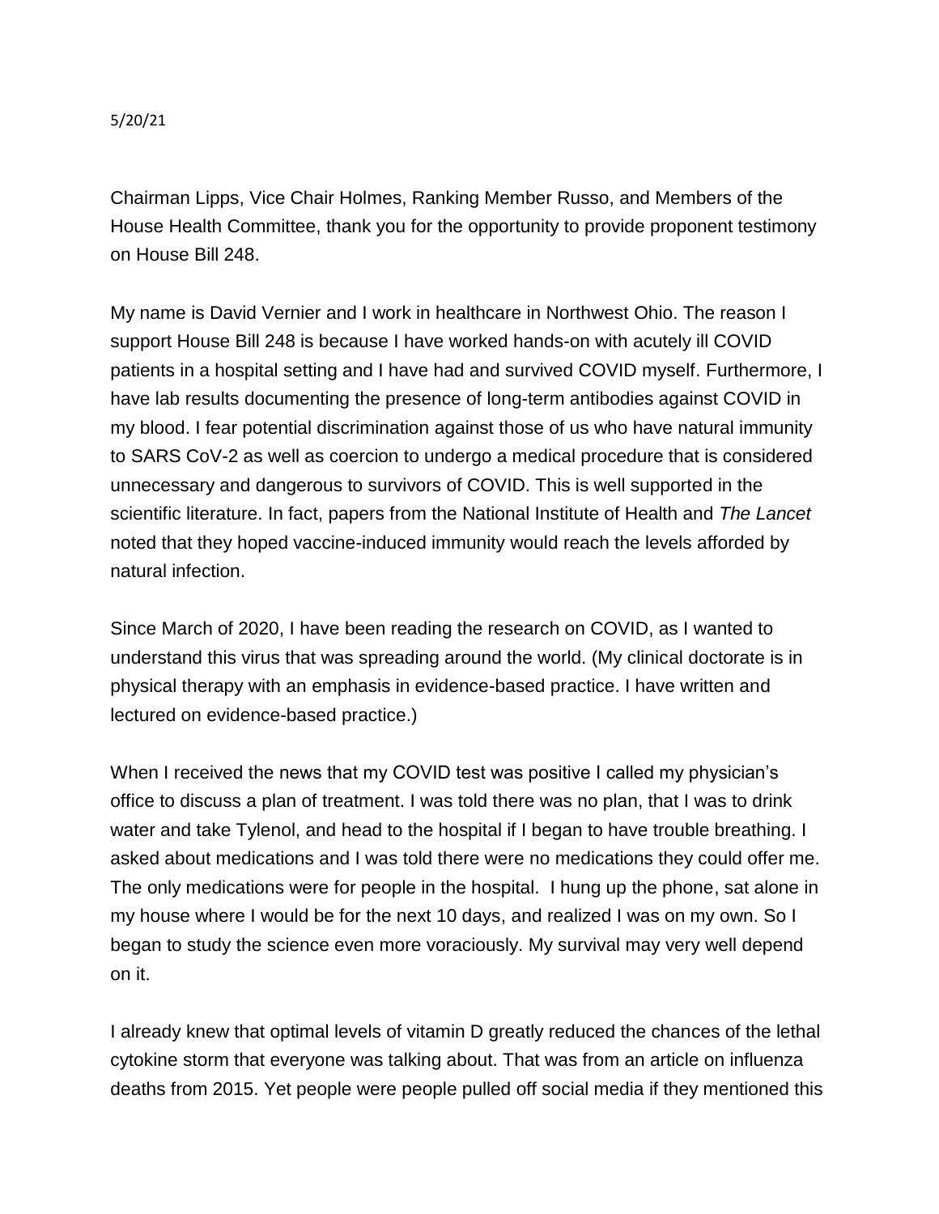5/20/21

Chairman Lipps, Vice Chair Holmes, Ranking Member Russo, and Members of the House Health Committee, thank you for the opportunity to provide proponent testimony on House Bill 248.

My name is David Vernier and I work in healthcare in Northwest Ohio. The reason I support House Bill 248 is because I have worked hands-on with acutely ill COVID patients in a hospital setting and I have had and survived COVID myself. Furthermore, I have lab results documenting the presence of long-term antibodies against COVID in my blood. I fear potential discrimination against those of us who have natural immunity to SARS CoV-2 as well as coercion to undergo a medical procedure that is considered unnecessary and dangerous to survivors of COVID. This is well supported in the scientific literature. In fact, papers from the National Institute of Health and *The Lancet* noted that they hoped vaccine-induced immunity would reach the levels afforded by natural infection.

Since March of 2020, I have been reading the research on COVID, as I wanted to understand this virus that was spreading around the world. (My clinical doctorate is in physical therapy with an emphasis in evidence-based practice. I have written and lectured on evidence-based practice.)

When I received the news that my COVID test was positive I called my physician's office to discuss a plan of treatment. I was told there was no plan, that I was to drink water and take Tylenol, and head to the hospital if I began to have trouble breathing. I asked about medications and I was told there were no medications they could offer me. The only medications were for people in the hospital. I hung up the phone, sat alone in my house where I would be for the next 10 days, and realized I was on my own. So I began to study the science even more voraciously. My survival may very well depend on it.

I already knew that optimal levels of vitamin D greatly reduced the chances of the lethal cytokine storm that everyone was talking about. That was from an article on influenza deaths from 2015. Yet people were people pulled off social media if they mentioned this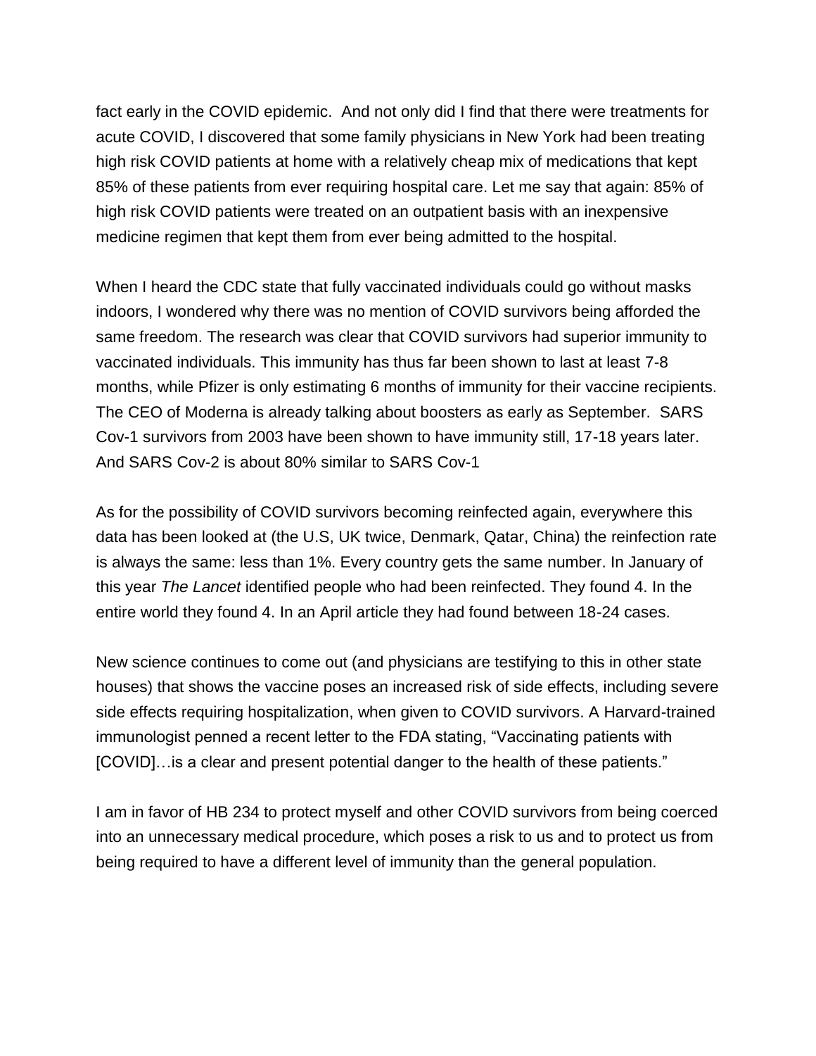fact early in the COVID epidemic. And not only did I find that there were treatments for acute COVID, I discovered that some family physicians in New York had been treating high risk COVID patients at home with a relatively cheap mix of medications that kept 85% of these patients from ever requiring hospital care. Let me say that again: 85% of high risk COVID patients were treated on an outpatient basis with an inexpensive medicine regimen that kept them from ever being admitted to the hospital.

When I heard the CDC state that fully vaccinated individuals could go without masks indoors, I wondered why there was no mention of COVID survivors being afforded the same freedom. The research was clear that COVID survivors had superior immunity to vaccinated individuals. This immunity has thus far been shown to last at least 7-8 months, while Pfizer is only estimating 6 months of immunity for their vaccine recipients. The CEO of Moderna is already talking about boosters as early as September. SARS Cov-1 survivors from 2003 have been shown to have immunity still, 17-18 years later. And SARS Cov-2 is about 80% similar to SARS Cov-1

As for the possibility of COVID survivors becoming reinfected again, everywhere this data has been looked at (the U.S, UK twice, Denmark, Qatar, China) the reinfection rate is always the same: less than 1%. Every country gets the same number. In January of this year *The Lancet* identified people who had been reinfected. They found 4. In the entire world they found 4. In an April article they had found between 18-24 cases.

New science continues to come out (and physicians are testifying to this in other state houses) that shows the vaccine poses an increased risk of side effects, including severe side effects requiring hospitalization, when given to COVID survivors. A Harvard-trained immunologist penned a recent letter to the FDA stating, "Vaccinating patients with [COVID]…is a clear and present potential danger to the health of these patients."

I am in favor of HB 234 to protect myself and other COVID survivors from being coerced into an unnecessary medical procedure, which poses a risk to us and to protect us from being required to have a different level of immunity than the general population.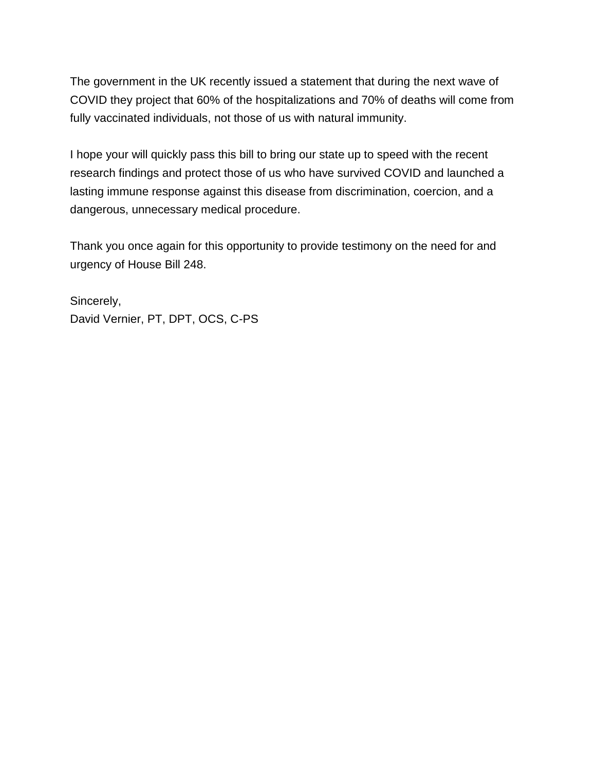The government in the UK recently issued a statement that during the next wave of COVID they project that 60% of the hospitalizations and 70% of deaths will come from fully vaccinated individuals, not those of us with natural immunity.

I hope your will quickly pass this bill to bring our state up to speed with the recent research findings and protect those of us who have survived COVID and launched a lasting immune response against this disease from discrimination, coercion, and a dangerous, unnecessary medical procedure.

Thank you once again for this opportunity to provide testimony on the need for and urgency of House Bill 248.

Sincerely,
David Vernier, PT, DPT, OCS, C-PS